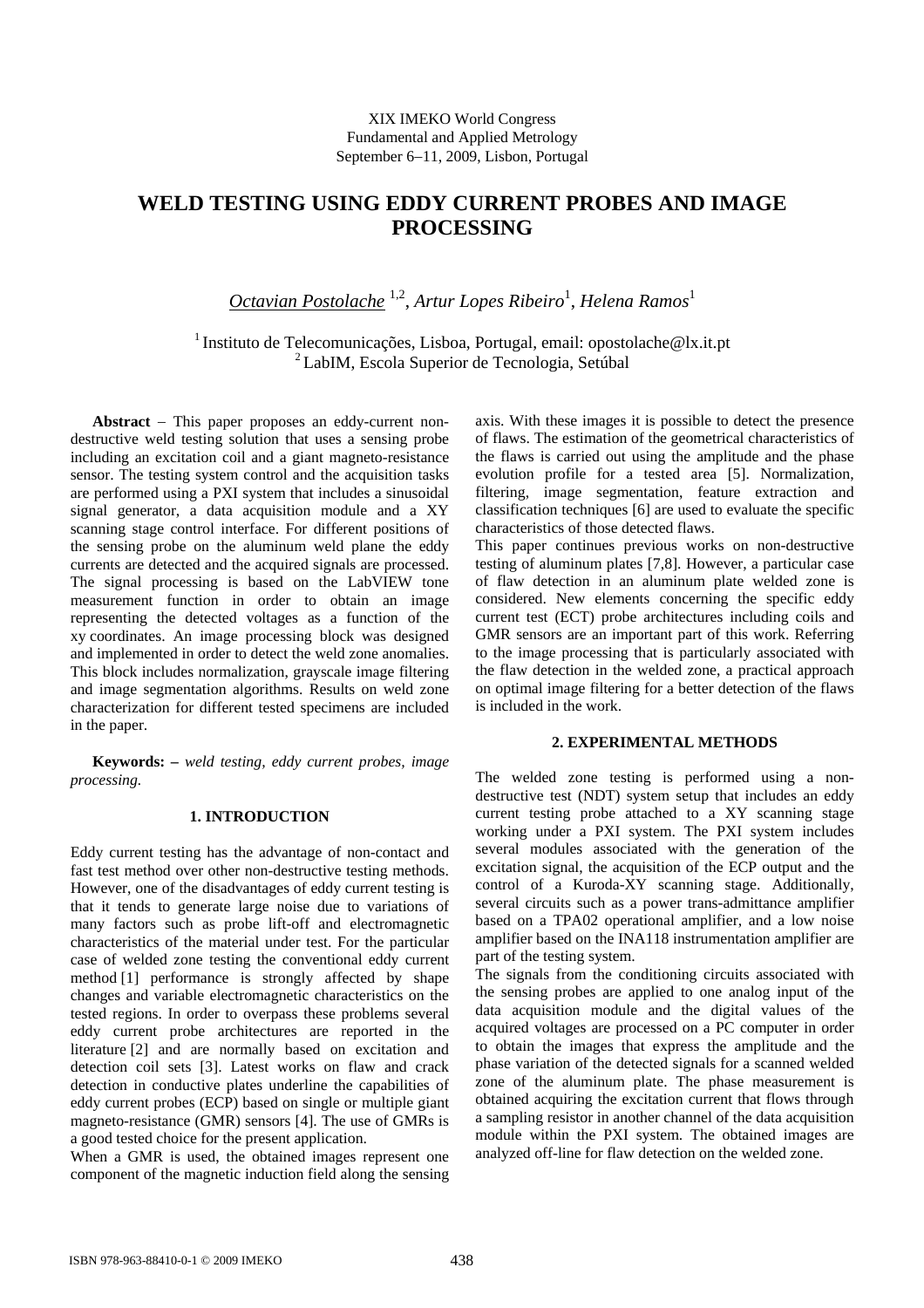XIX IMEKO World Congress
Fundamental and Applied Metrology
September 6–11, 2009, Lisbon, Portugal

# WELD TESTING USING EDDY CURRENT PROBES AND IMAGE PROCESSING

*Octavian Postolache* [1,2], *Artur Lopes Ribeiro*[1], *Helena Ramos*[1]

[1] Instituto de Telecomunicações, Lisboa, Portugal, email: opostolache@lx.it.pt
[2] LabIM, Escola Superior de Tecnologia, Setúbal

**Abstract** – This paper proposes an eddy-current non-destructive weld testing solution that uses a sensing probe including an excitation coil and a giant magneto-resistance sensor. The testing system control and the acquisition tasks are performed using a PXI system that includes a sinusoidal signal generator, a data acquisition module and a XY scanning stage control interface. For different positions of the sensing probe on the aluminum weld plane the eddy currents are detected and the acquired signals are processed. The signal processing is based on the LabVIEW tone measurement function in order to obtain an image representing the detected voltages as a function of the xy coordinates. An image processing block was designed and implemented in order to detect the weld zone anomalies. This block includes normalization, grayscale image filtering and image segmentation algorithms. Results on weld zone characterization for different tested specimens are included in the paper.

**Keywords: –** *weld testing, eddy current probes, image processing.*

## 1. INTRODUCTION

Eddy current testing has the advantage of non-contact and fast test method over other non-destructive testing methods. However, one of the disadvantages of eddy current testing is that it tends to generate large noise due to variations of many factors such as probe lift-off and electromagnetic characteristics of the material under test. For the particular case of welded zone testing the conventional eddy current method [1] performance is strongly affected by shape changes and variable electromagnetic characteristics on the tested regions. In order to overpass these problems several eddy current probe architectures are reported in the literature [2] and are normally based on excitation and detection coil sets [3]. Latest works on flaw and crack detection in conductive plates underline the capabilities of eddy current probes (ECP) based on single or multiple giant magneto-resistance (GMR) sensors [4]. The use of GMRs is a good tested choice for the present application.

When a GMR is used, the obtained images represent one component of the magnetic induction field along the sensing axis. With these images it is possible to detect the presence of flaws. The estimation of the geometrical characteristics of the flaws is carried out using the amplitude and the phase evolution profile for a tested area [5]. Normalization, filtering, image segmentation, feature extraction and classification techniques [6] are used to evaluate the specific characteristics of those detected flaws.

This paper continues previous works on non-destructive testing of aluminum plates [7,8]. However, a particular case of flaw detection in an aluminum plate welded zone is considered. New elements concerning the specific eddy current test (ECT) probe architectures including coils and GMR sensors are an important part of this work. Referring to the image processing that is particularly associated with the flaw detection in the welded zone, a practical approach on optimal image filtering for a better detection of the flaws is included in the work.

## 2. EXPERIMENTAL METHODS

The welded zone testing is performed using a non-destructive test (NDT) system setup that includes an eddy current testing probe attached to a XY scanning stage working under a PXI system. The PXI system includes several modules associated with the generation of the excitation signal, the acquisition of the ECP output and the control of a Kuroda-XY scanning stage. Additionally, several circuits such as a power trans-admittance amplifier based on a TPA02 operational amplifier, and a low noise amplifier based on the INA118 instrumentation amplifier are part of the testing system.

The signals from the conditioning circuits associated with the sensing probes are applied to one analog input of the data acquisition module and the digital values of the acquired voltages are processed on a PC computer in order to obtain the images that express the amplitude and the phase variation of the detected signals for a scanned welded zone of the aluminum plate. The phase measurement is obtained acquiring the excitation current that flows through a sampling resistor in another channel of the data acquisition module within the PXI system. The obtained images are analyzed off-line for flaw detection on the welded zone.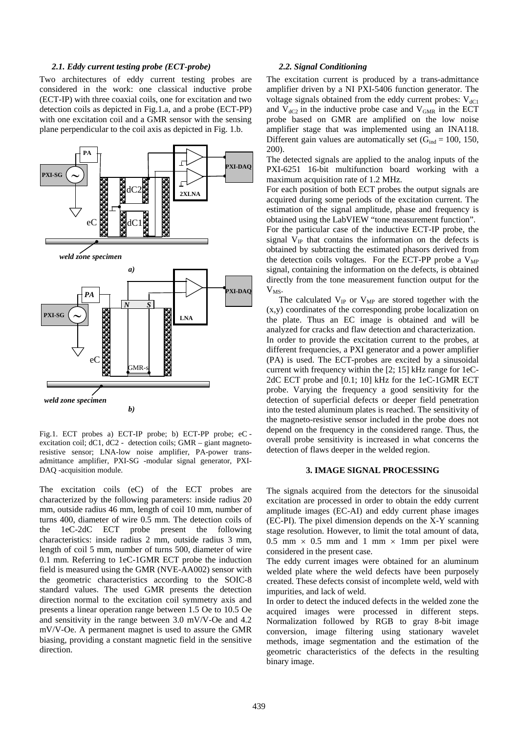### *2.1. Eddy current testing probe (ECT-probe)*

Two architectures of eddy current testing probes are considered in the work: one classical inductive probe (ECT-IP) with three coaxial coils, one for excitation and two detection coils as depicted in Fig.1.a, and a probe (ECT-PP) with one excitation coil and a GMR sensor with the sensing plane perpendicular to the coil axis as depicted in Fig. 1.b.

Fig.1. ECT probes a) ECT-IP probe; b) ECT-PP probe; eC - excitation coil; dC1, dC2 - detection coils; GMR – giant magneto-resistive sensor; LNA-low noise amplifier, PA-power trans-admittance amplifier, PXI-SG -modular signal generator, PXI-DAQ -acquisition module.

The excitation coils (eC) of the ECT probes are characterized by the following parameters: inside radius 20 mm, outside radius 46 mm, length of coil 10 mm, number of turns 400, diameter of wire 0.5 mm. The detection coils of the 1eC-2dC ECT probe present the following characteristics: inside radius 2 mm, outside radius 3 mm, length of coil 5 mm, number of turns 500, diameter of wire 0.1 mm. Referring to 1eC-1GMR ECT probe the induction field is measured using the GMR (NVE-AA002) sensor with the geometric characteristics according to the SOIC-8 standard values. The used GMR presents the detection direction normal to the excitation coil symmetry axis and presents a linear operation range between 1.5 Oe to 10.5 Oe and sensitivity in the range between 3.0 mV/V-Oe and 4.2 mV/V-Oe. A permanent magnet is used to assure the GMR biasing, providing a constant magnetic field in the sensitive direction.

### *2.2. Signal Conditioning*

The excitation current is produced by a trans-admittance amplifier driven by a NI PXI-5406 function generator. The voltage signals obtained from the eddy current probes: $V_{dC1}$ and $V_{dC2}$ in the inductive probe case and $V_{GMR}$ in the ECT probe based on GMR are amplified on the low noise amplifier stage that was implemented using an INA118. Different gain values are automatically set ($G_{ind}$ = 100, 150, 200).

The detected signals are applied to the analog inputs of the PXI-6251 16-bit multifunction board working with a maximum acquisition rate of 1.2 MHz.

For each position of both ECT probes the output signals are acquired during some periods of the excitation current. The estimation of the signal amplitude, phase and frequency is obtained using the LabVIEW "tone measurement function".

For the particular case of the inductive ECT-IP probe, the signal $V_{IP}$ that contains the information on the defects is obtained by subtracting the estimated phasors derived from the detection coils voltages. For the ECT-PP probe a $V_{MP}$ signal, containing the information on the defects, is obtained directly from the tone measurement function output for the $V_{MS}$.

The calculated $V_{IP}$ or $V_{MP}$ are stored together with the (x,y) coordinates of the corresponding probe localization on the plate. Thus an EC image is obtained and will be analyzed for cracks and flaw detection and characterization.

In order to provide the excitation current to the probes, at different frequencies, a PXI generator and a power amplifier (PA) is used. The ECT-probes are excited by a sinusoidal current with frequency within the [2; 15] kHz range for 1eC-2dC ECT probe and [0.1; 10] kHz for the 1eC-1GMR ECT probe. Varying the frequency a good sensitivity for the detection of superficial defects or deeper field penetration into the tested aluminum plates is reached. The sensitivity of the magneto-resistive sensor included in the probe does not depend on the frequency in the considered range. Thus, the overall probe sensitivity is increased in what concerns the detection of flaws deeper in the welded region.

## 3. IMAGE SIGNAL PROCESSING

The signals acquired from the detectors for the sinusoidal excitation are processed in order to obtain the eddy current amplitude images (EC-AI) and eddy current phase images (EC-PI). The pixel dimension depends on the X-Y scanning stage resolution. However, to limit the total amount of data, 0.5 mm × 0.5 mm and 1 mm × 1mm per pixel were considered in the present case.

The eddy current images were obtained for an aluminum welded plate where the weld defects have been purposely created. These defects consist of incomplete weld, weld with impurities, and lack of weld.

In order to detect the induced defects in the welded zone the acquired images were processed in different steps. Normalization followed by RGB to gray 8-bit image conversion, image filtering using stationary wavelet methods, image segmentation and the estimation of the geometric characteristics of the defects in the resulting binary image.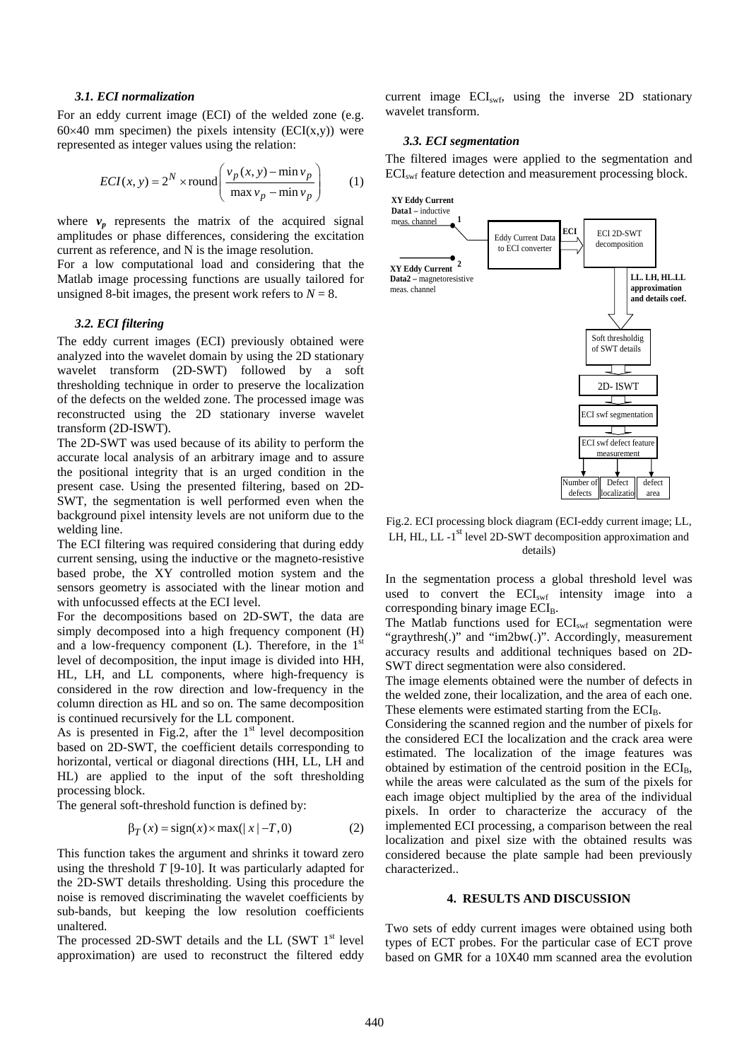### *3.1. ECI normalization*

For an eddy current image (ECI) of the welded zone (e.g. 60×40 mm specimen) the pixels intensity (ECI(x,y)) were represented as integer values using the relation:

$$ECI(x,y) = 2^N \times \text{round}\left(\frac{v_p(x,y) - \min v_p}{\max v_p - \min v_p}\right) \qquad (1)$$

where $\boldsymbol{v_p}$ represents the matrix of the acquired signal amplitudes or phase differences, considering the excitation current as reference, and N is the image resolution.

For a low computational load and considering that the Matlab image processing functions are usually tailored for unsigned 8-bit images, the present work refers to $N = 8$.

### *3.2. ECI filtering*

The eddy current images (ECI) previously obtained were analyzed into the wavelet domain by using the 2D stationary wavelet transform (2D-SWT) followed by a soft thresholding technique in order to preserve the localization of the defects on the welded zone. The processed image was reconstructed using the 2D stationary inverse wavelet transform (2D-ISWT).

The 2D-SWT was used because of its ability to perform the accurate local analysis of an arbitrary image and to assure the positional integrity that is an urged condition in the present case. Using the presented filtering, based on 2D-SWT, the segmentation is well performed even when the background pixel intensity levels are not uniform due to the welding line.

The ECI filtering was required considering that during eddy current sensing, using the inductive or the magneto-resistive based probe, the XY controlled motion system and the sensors geometry is associated with the linear motion and with unfocussed effects at the ECI level.

For the decompositions based on 2D-SWT, the data are simply decomposed into a high frequency component (H) and a low-frequency component (L). Therefore, in the 1st level of decomposition, the input image is divided into HH, HL, LH, and LL components, where high-frequency is considered in the row direction and low-frequency in the column direction as HL and so on. The same decomposition is continued recursively for the LL component.

As is presented in Fig.2, after the 1st level decomposition based on 2D-SWT, the coefficient details corresponding to horizontal, vertical or diagonal directions (HH, LL, LH and HL) are applied to the input of the soft thresholding processing block.

The general soft-threshold function is defined by:

$$\beta_T(x) = \text{sign}(x) \times \max(|x| - T, 0) \qquad (2)$$

This function takes the argument and shrinks it toward zero using the threshold *T* [9-10]. It was particularly adapted for the 2D-SWT details thresholding. Using this procedure the noise is removed discriminating the wavelet coefficients by sub-bands, but keeping the low resolution coefficients unaltered.

The processed 2D-SWT details and the LL (SWT 1st level approximation) are used to reconstruct the filtered eddy current image $ECI_{swf}$, using the inverse 2D stationary wavelet transform.

### *3.3. ECI segmentation*

The filtered images were applied to the segmentation and $ECI_{swf}$ feature detection and measurement processing block.

Fig.2. ECI processing block diagram (ECI-eddy current image; LL, LH, HL, LL -1st level 2D-SWT decomposition approximation and details)

In the segmentation process a global threshold level was used to convert the $ECI_{swf}$ intensity image into a corresponding binary image $ECI_B$.

The Matlab functions used for $ECI_{swf}$ segmentation were "graythresh(.)" and "im2bw(.)". Accordingly, measurement accuracy results and additional techniques based on 2D-SWT direct segmentation were also considered.

The image elements obtained were the number of defects in the welded zone, their localization, and the area of each one. These elements were estimated starting from the $ECI_B$.

Considering the scanned region and the number of pixels for the considered ECI the localization and the crack area were estimated. The localization of the image features was obtained by estimation of the centroid position in the $ECI_B$, while the areas were calculated as the sum of the pixels for each image object multiplied by the area of the individual pixels. In order to characterize the accuracy of the implemented ECI processing, a comparison between the real localization and pixel size with the obtained results was considered because the plate sample had been previously characterized..

## 4. RESULTS AND DISCUSSION

Two sets of eddy current images were obtained using both types of ECT probes. For the particular case of ECT prove based on GMR for a 10X40 mm scanned area the evolution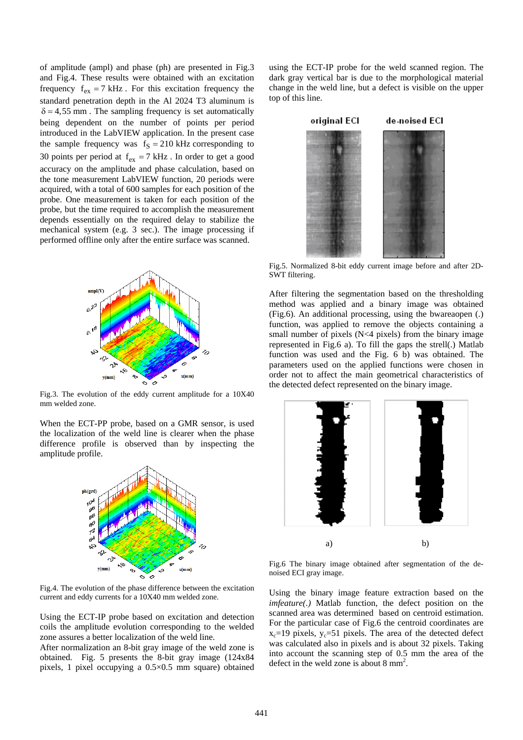of amplitude (ampl) and phase (ph) are presented in Fig.3 and Fig.4. These results were obtained with an excitation frequency $f_{ex} = 7$ kHz. For this excitation frequency the standard penetration depth in the Al 2024 T3 aluminum is $\delta = 4{,}55$ mm. The sampling frequency is set automatically being dependent on the number of points per period introduced in the LabVIEW application. In the present case the sample frequency was $f_S = 210$ kHz corresponding to 30 points per period at $f_{ex} = 7$ kHz. In order to get a good accuracy on the amplitude and phase calculation, based on the tone measurement LabVIEW function, 20 periods were acquired, with a total of 600 samples for each position of the probe. One measurement is taken for each position of the probe, but the time required to accomplish the measurement depends essentially on the required delay to stabilize the mechanical system (e.g. 3 sec.). The image processing if performed offline only after the entire surface was scanned.

Fig.3. The evolution of the eddy current amplitude for a 10X40 mm welded zone.

When the ECT-PP probe, based on a GMR sensor, is used the localization of the weld line is clearer when the phase difference profile is observed than by inspecting the amplitude profile.

Fig.4. The evolution of the phase difference between the excitation current and eddy currents for a 10X40 mm welded zone.

Using the ECT-IP probe based on excitation and detection coils the amplitude evolution corresponding to the welded zone assures a better localization of the weld line.

After normalization an 8-bit gray image of the weld zone is obtained. Fig. 5 presents the 8-bit gray image (124x84 pixels, 1 pixel occupying a 0.5×0.5 mm square) obtained using the ECT-IP probe for the weld scanned region. The dark gray vertical bar is due to the morphological material change in the weld line, but a defect is visible on the upper top of this line.

Fig.5. Normalized 8-bit eddy current image before and after 2D-SWT filtering.

After filtering the segmentation based on the thresholding method was applied and a binary image was obtained (Fig.6). An additional processing, using the bwareaopen (.) function, was applied to remove the objects containing a small number of pixels (N<4 pixels) from the binary image represented in Fig.6 a). To fill the gaps the strell(.) Matlab function was used and the Fig. 6 b) was obtained. The parameters used on the applied functions were chosen in order not to affect the main geometrical characteristics of the detected defect represented on the binary image.

Fig.6 The binary image obtained after segmentation of the de-noised ECI gray image.

Using the binary image feature extraction based on the *imfeature(.)* Matlab function, the defect position on the scanned area was determined based on centroid estimation. For the particular case of Fig.6 the centroid coordinates are $x_c$=19 pixels, $y_c$=51 pixels. The area of the detected defect was calculated also in pixels and is about 32 pixels. Taking into account the scanning step of 0.5 mm the area of the defect in the weld zone is about 8 $mm^2$.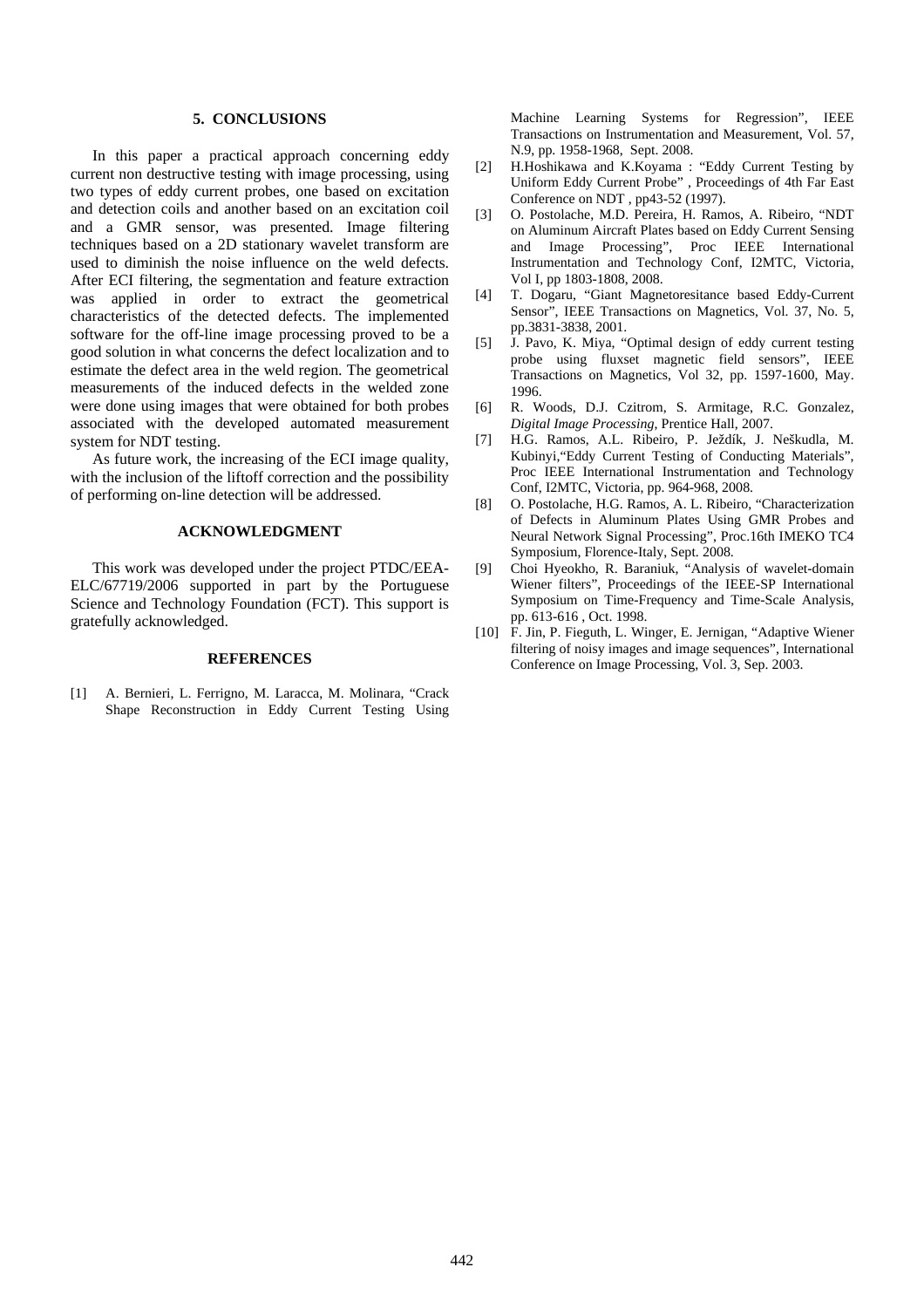## 5. CONCLUSIONS

In this paper a practical approach concerning eddy current non destructive testing with image processing, using two types of eddy current probes, one based on excitation and detection coils and another based on an excitation coil and a GMR sensor, was presented. Image filtering techniques based on a 2D stationary wavelet transform are used to diminish the noise influence on the weld defects. After ECI filtering, the segmentation and feature extraction was applied in order to extract the geometrical characteristics of the detected defects. The implemented software for the off-line image processing proved to be a good solution in what concerns the defect localization and to estimate the defect area in the weld region. The geometrical measurements of the induced defects in the welded zone were done using images that were obtained for both probes associated with the developed automated measurement system for NDT testing.

As future work, the increasing of the ECI image quality, with the inclusion of the liftoff correction and the possibility of performing on-line detection will be addressed.

## ACKNOWLEDGMENT

This work was developed under the project PTDC/EEA-ELC/67719/2006 supported in part by the Portuguese Science and Technology Foundation (FCT). This support is gratefully acknowledged.

## REFERENCES

[1] A. Bernieri, L. Ferrigno, M. Laracca, M. Molinara, "Crack Shape Reconstruction in Eddy Current Testing Using Machine Learning Systems for Regression", IEEE Transactions on Instrumentation and Measurement, Vol. 57, N.9, pp. 1958-1968, Sept. 2008.

[2] H.Hoshikawa and K.Koyama : "Eddy Current Testing by Uniform Eddy Current Probe" , Proceedings of 4th Far East Conference on NDT , pp43-52 (1997).

[3] O. Postolache, M.D. Pereira, H. Ramos, A. Ribeiro, "NDT on Aluminum Aircraft Plates based on Eddy Current Sensing and Image Processing", Proc IEEE International Instrumentation and Technology Conf, I2MTC, Victoria, Vol I, pp 1803-1808, 2008.

[4] T. Dogaru, "Giant Magnetoresitance based Eddy-Current Sensor", IEEE Transactions on Magnetics, Vol. 37, No. 5, pp.3831-3838, 2001.

[5] J. Pavo, K. Miya, "Optimal design of eddy current testing probe using fluxset magnetic field sensors", IEEE Transactions on Magnetics, Vol 32, pp. 1597-1600, May. 1996.

[6] R. Woods, D.J. Czitrom, S. Armitage, R.C. Gonzalez, *Digital Image Processing*, Prentice Hall, 2007.

[7] H.G. Ramos, A.L. Ribeiro, P. Ježdík, J. Neškudla, M. Kubinyi,"Eddy Current Testing of Conducting Materials", Proc IEEE International Instrumentation and Technology Conf, I2MTC, Victoria, pp. 964-968, 2008.

[8] O. Postolache, H.G. Ramos, A. L. Ribeiro, "Characterization of Defects in Aluminum Plates Using GMR Probes and Neural Network Signal Processing", Proc.16th IMEKO TC4 Symposium, Florence-Italy, Sept. 2008.

[9] Choi Hyeokho, R. Baraniuk, "Analysis of wavelet-domain Wiener filters", Proceedings of the IEEE-SP International Symposium on Time-Frequency and Time-Scale Analysis, pp. 613-616 , Oct. 1998.

[10] F. Jin, P. Fieguth, L. Winger, E. Jernigan, "Adaptive Wiener filtering of noisy images and image sequences", International Conference on Image Processing, Vol. 3, Sep. 2003.